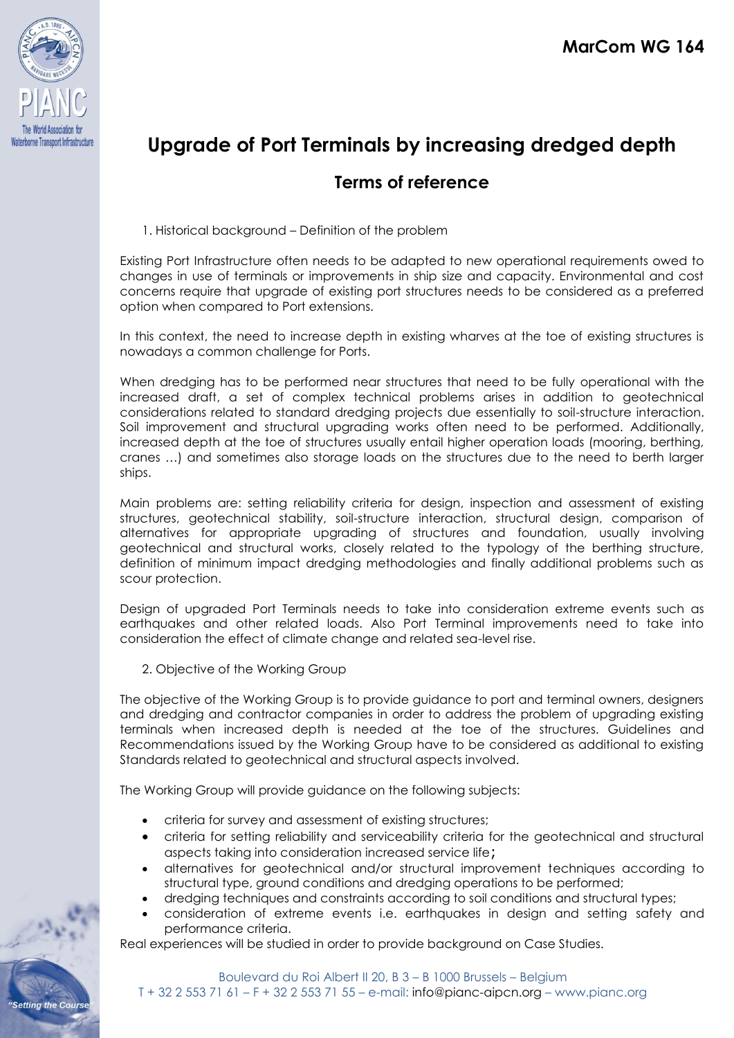**MarCom WG 164**

# Upgrade of Port Terminals by increasing dredged depth

## Terms of reference

1. Historical background – Definition of the problem

Existing Port Infrastructure often needs to be adapted to new operational requirements owed to changes in use of terminals or improvements in ship size and capacity. Environmental and cost concerns require that upgrade of existing port structures needs to be considered as a preferred option when compared to Port extensions.

In this context, the need to increase depth in existing wharves at the toe of existing structures is nowadays a common challenge for Ports.

When dredging has to be performed near structures that need to be fully operational with the increased draft, a set of complex technical problems arises in addition to geotechnical considerations related to standard dredging projects due essentially to soil-structure interaction. Soil improvement and structural upgrading works often need to be performed. Additionally, increased depth at the toe of structures usually entail higher operation loads (mooring, berthing, cranes …) and sometimes also storage loads on the structures due to the need to berth larger ships.

Main problems are: setting reliability criteria for design, inspection and assessment of existing structures, geotechnical stability, soil-structure interaction, structural design, comparison of alternatives for appropriate upgrading of structures and foundation, usually involving geotechnical and structural works, closely related to the typology of the berthing structure, definition of minimum impact dredging methodologies and finally additional problems such as scour protection.

Design of upgraded Port Terminals needs to take into consideration extreme events such as earthquakes and other related loads. Also Port Terminal improvements need to take into consideration the effect of climate change and related sea-level rise.

2. Objective of the Working Group

The objective of the Working Group is to provide guidance to port and terminal owners, designers and dredging and contractor companies in order to address the problem of upgrading existing terminals when increased depth is needed at the toe of the structures. Guidelines and Recommendations issued by the Working Group have to be considered as additional to existing Standards related to geotechnical and structural aspects involved.

The Working Group will provide guidance on the following subjects:

- criteria for survey and assessment of existing structures;
- criteria for setting reliability and serviceability criteria for the geotechnical and structural aspects taking into consideration increased service life;
- alternatives for geotechnical and/or structural improvement techniques according to structural type, ground conditions and dredging operations to be performed;
- dredging techniques and constraints according to soil conditions and structural types;
- consideration of extreme events i.e. earthquakes in design and setting safety and performance criteria.

Real experiences will be studied in order to provide background on Case Studies.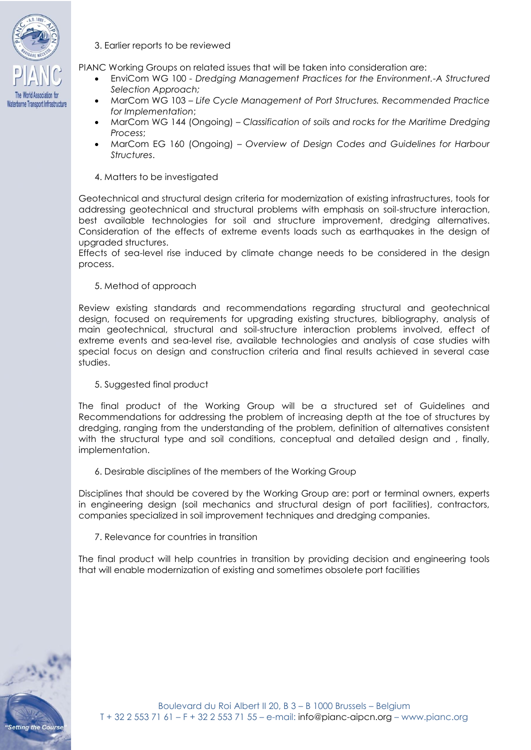3. Earlier reports to be reviewed

PIANC Working Groups on related issues that will be taken into consideration are:

- EnviCom WG 100 - *Dredging Management Practices for the Environment.-A Structured Selection Approach;*
- MarCom WG 103 – *Life Cycle Management of Port Structures. Recommended Practice for Implementation*;
- MarCom WG 144 (Ongoing) – *Classification of soils and rocks for the Maritime Dredging Process*;
- MarCom EG 160 (Ongoing) – *Overview of Design Codes and Guidelines for Harbour Structures*.

4. Matters to be investigated

Geotechnical and structural design criteria for modernization of existing infrastructures, tools for addressing geotechnical and structural problems with emphasis on soil-structure interaction, best available technologies for soil and structure improvement, dredging alternatives. Consideration of the effects of extreme events loads such as earthquakes in the design of upgraded structures.
Effects of sea-level rise induced by climate change needs to be considered in the design process.

5. Method of approach

Review existing standards and recommendations regarding structural and geotechnical design, focused on requirements for upgrading existing structures, bibliography, analysis of main geotechnical, structural and soil-structure interaction problems involved, effect of extreme events and sea-level rise, available technologies and analysis of case studies with special focus on design and construction criteria and final results achieved in several case studies.

5. Suggested final product

The final product of the Working Group will be a structured set of Guidelines and Recommendations for addressing the problem of increasing depth at the toe of structures by dredging, ranging from the understanding of the problem, definition of alternatives consistent with the structural type and soil conditions, conceptual and detailed design and , finally, implementation.

6. Desirable disciplines of the members of the Working Group

Disciplines that should be covered by the Working Group are: port or terminal owners, experts in engineering design (soil mechanics and structural design of port facilities), contractors, companies specialized in soil improvement techniques and dredging companies.

7. Relevance for countries in transition

The final product will help countries in transition by providing decision and engineering tools that will enable modernization of existing and sometimes obsolete port facilities